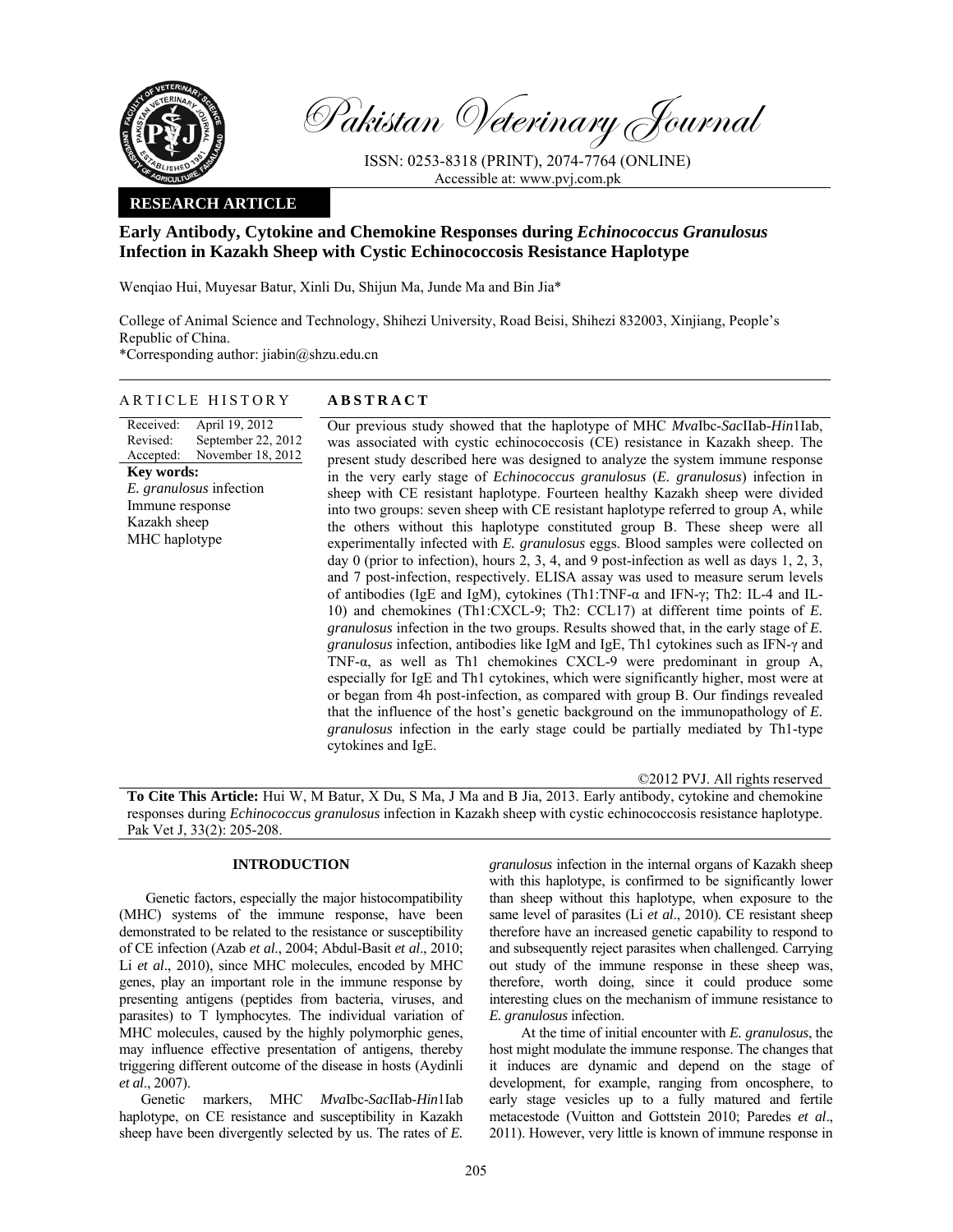**RESEARCH ARTICLE**

# Early Antibody, Cytokine and Chemokine Responses during *Echinococcus Granulosus* Infection in Kazakh Sheep with Cystic Echinococcosis Resistance Haplotype

Wenqiao Hui, Muyesar Batur, Xinli Du, Shijun Ma, Junde Ma and Bin Jia*

College of Animal Science and Technology, Shihezi University, Road Beisi, Shihezi 832003, Xinjiang, People's Republic of China.

*Corresponding author: jiabin@shzu.edu.cn

## ARTICLE HISTORY

Received: April 19, 2012
Revised: September 22, 2012
Accepted: November 18, 2012

**Key words:**
*E. granulosus* infection
Immune response
Kazakh sheep
MHC haplotype

## ABSTRACT

Our previous study showed that the haplotype of MHC *Mva*Ibc-*Sac*IIab-*Hin*1Iab, was associated with cystic echinococcosis (CE) resistance in Kazakh sheep. The present study described here was designed to analyze the system immune response in the very early stage of *Echinococcus granulosus* (*E. granulosus*) infection in sheep with CE resistant haplotype. Fourteen healthy Kazakh sheep were divided into two groups: seven sheep with CE resistant haplotype referred to group A, while the others without this haplotype constituted group B. These sheep were all experimentally infected with *E. granulosus* eggs. Blood samples were collected on day 0 (prior to infection), hours 2, 3, 4, and 9 post-infection as well as days 1, 2, 3, and 7 post-infection, respectively. ELISA assay was used to measure serum levels of antibodies (IgE and IgM), cytokines (Th1:TNF-α and IFN-γ; Th2: IL-4 and IL-10) and chemokines (Th1:CXCL-9; Th2: CCL17) at different time points of *E. granulosus* infection in the two groups. Results showed that, in the early stage of *E. granulosus* infection, antibodies like IgM and IgE, Th1 cytokines such as IFN-γ and TNF-α, as well as Th1 chemokines CXCL-9 were predominant in group A, especially for IgE and Th1 cytokines, which were significantly higher, most were at or began from 4h post-infection, as compared with group B. Our findings revealed that the influence of the host's genetic background on the immunopathology of *E. granulosus* infection in the early stage could be partially mediated by Th1-type cytokines and IgE.

©2012 PVJ. All rights reserved

**To Cite This Article:** Hui W, M Batur, X Du, S Ma, J Ma and B Jia, 2013. Early antibody, cytokine and chemokine responses during *Echinococcus granulosus* infection in Kazakh sheep with cystic echinococcosis resistance haplotype. Pak Vet J, 33(2): 205-208.

## INTRODUCTION

Genetic factors, especially the major histocompatibility (MHC) systems of the immune response, have been demonstrated to be related to the resistance or susceptibility of CE infection (Azab *et al*., 2004; Abdul-Basit *et al*., 2010; Li *et al*., 2010), since MHC molecules, encoded by MHC genes, play an important role in the immune response by presenting antigens (peptides from bacteria, viruses, and parasites) to T lymphocytes. The individual variation of MHC molecules, caused by the highly polymorphic genes, may influence effective presentation of antigens, thereby triggering different outcome of the disease in hosts (Aydinli *et al*., 2007).

Genetic markers, MHC *Mva*Ibc-*Sac*IIab-*Hin*1Iab haplotype, on CE resistance and susceptibility in Kazakh sheep have been divergently selected by us. The rates of *E. granulosus* infection in the internal organs of Kazakh sheep with this haplotype, is confirmed to be significantly lower than sheep without this haplotype, when exposure to the same level of parasites (Li *et al*., 2010). CE resistant sheep therefore have an increased genetic capability to respond to and subsequently reject parasites when challenged. Carrying out study of the immune response in these sheep was, therefore, worth doing, since it could produce some interesting clues on the mechanism of immune resistance to *E. granulosus* infection.

At the time of initial encounter with *E. granulosus*, the host might modulate the immune response. The changes that it induces are dynamic and depend on the stage of development, for example, ranging from oncosphere, to early stage vesicles up to a fully matured and fertile metacestode (Vuitton and Gottstein 2010; Paredes *et al*., 2011). However, very little is known of immune response in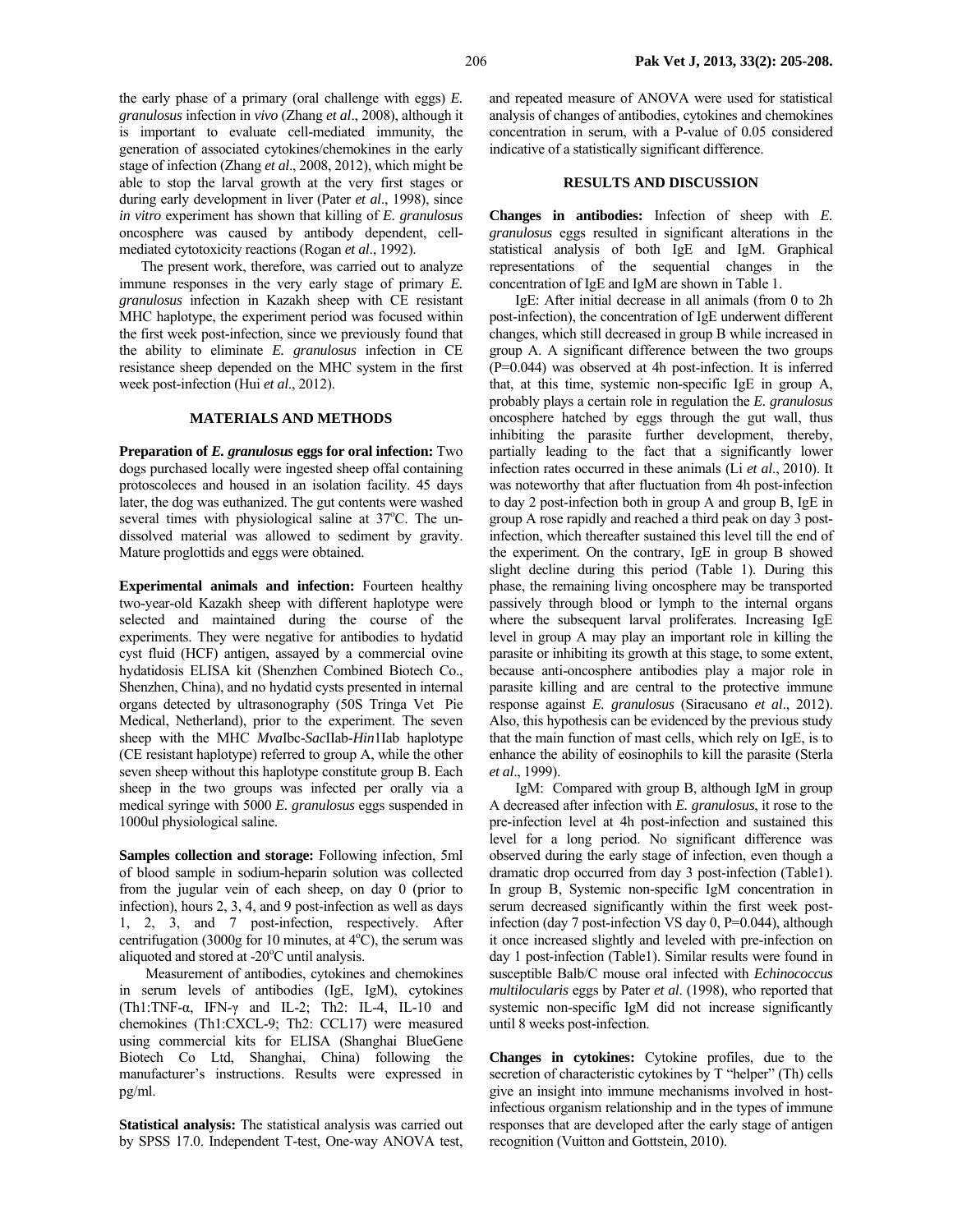the early phase of a primary (oral challenge with eggs) *E. granulosus* infection in *vivo* (Zhang *et al*., 2008), although it is important to evaluate cell-mediated immunity, the generation of associated cytokines/chemokines in the early stage of infection (Zhang *et al*., 2008, 2012), which might be able to stop the larval growth at the very first stages or during early development in liver (Pater *et al*., 1998), since *in vitro* experiment has shown that killing of *E. granulosus* oncosphere was caused by antibody dependent, cell-mediated cytotoxicity reactions (Rogan *et al*., 1992).

The present work, therefore, was carried out to analyze immune responses in the very early stage of primary *E. granulosus* infection in Kazakh sheep with CE resistant MHC haplotype, the experiment period was focused within the first week post-infection, since we previously found that the ability to eliminate *E. granulosus* infection in CE resistance sheep depended on the MHC system in the first week post-infection (Hui *et al*., 2012).

## MATERIALS AND METHODS

**Preparation of *E. granulosus* eggs for oral infection:** Two dogs purchased locally were ingested sheep offal containing protoscoleces and housed in an isolation facility. 45 days later, the dog was euthanized. The gut contents were washed several times with physiological saline at 37°C. The un-dissolved material was allowed to sediment by gravity. Mature proglottids and eggs were obtained.

**Experimental animals and infection:** Fourteen healthy two-year-old Kazakh sheep with different haplotype were selected and maintained during the course of the experiments. They were negative for antibodies to hydatid cyst fluid (HCF) antigen, assayed by a commercial ovine hydatidosis ELISA kit (Shenzhen Combined Biotech Co., Shenzhen, China), and no hydatid cysts presented in internal organs detected by ultrasonography (50S Tringa Vet Pie Medical, Netherland), prior to the experiment. The seven sheep with the MHC *Mva*Ibc-*Sac*IIab-*Hin*1Iab haplotype (CE resistant haplotype) referred to group A, while the other seven sheep without this haplotype constitute group B. Each sheep in the two groups was infected per orally via a medical syringe with 5000 *E. granulosus* eggs suspended in 1000ul physiological saline.

**Samples collection and storage:** Following infection, 5ml of blood sample in sodium-heparin solution was collected from the jugular vein of each sheep, on day 0 (prior to infection), hours 2, 3, 4, and 9 post-infection as well as days 1, 2, 3, and 7 post-infection, respectively. After centrifugation (3000g for 10 minutes, at 4°C), the serum was aliquoted and stored at -20°C until analysis.

Measurement of antibodies, cytokines and chemokines in serum levels of antibodies (IgE, IgM), cytokines (Th1:TNF-α, IFN-γ and IL-2; Th2: IL-4, IL-10 and chemokines (Th1:CXCL-9; Th2: CCL17) were measured using commercial kits for ELISA (Shanghai BlueGene Biotech Co Ltd, Shanghai, China) following the manufacturer's instructions. Results were expressed in pg/ml.

**Statistical analysis:** The statistical analysis was carried out by SPSS 17.0. Independent T-test, One-way ANOVA test, and repeated measure of ANOVA were used for statistical analysis of changes of antibodies, cytokines and chemokines concentration in serum, with a P-value of 0.05 considered indicative of a statistically significant difference.

## RESULTS AND DISCUSSION

**Changes in antibodies:** Infection of sheep with *E. granulosus* eggs resulted in significant alterations in the statistical analysis of both IgE and IgM. Graphical representations of the sequential changes in the concentration of IgE and IgM are shown in Table 1.

IgE: After initial decrease in all animals (from 0 to 2h post-infection), the concentration of IgE underwent different changes, which still decreased in group B while increased in group A. A significant difference between the two groups (P=0.044) was observed at 4h post-infection. It is inferred that, at this time, systemic non-specific IgE in group A, probably plays a certain role in regulation the *E. granulosus* oncosphere hatched by eggs through the gut wall, thus inhibiting the parasite further development, thereby, partially leading to the fact that a significantly lower infection rates occurred in these animals (Li *et al*., 2010). It was noteworthy that after fluctuation from 4h post-infection to day 2 post-infection both in group A and group B, IgE in group A rose rapidly and reached a third peak on day 3 post-infection, which thereafter sustained this level till the end of the experiment. On the contrary, IgE in group B showed slight decline during this period (Table 1). During this phase, the remaining living oncosphere may be transported passively through blood or lymph to the internal organs where the subsequent larval proliferates. Increasing IgE level in group A may play an important role in killing the parasite or inhibiting its growth at this stage, to some extent, because anti-oncosphere antibodies play a major role in parasite killing and are central to the protective immune response against *E. granulosus* (Siracusano *et al*., 2012). Also, this hypothesis can be evidenced by the previous study that the main function of mast cells, which rely on IgE, is to enhance the ability of eosinophils to kill the parasite (Sterla *et al*., 1999).

IgM: Compared with group B, although IgM in group A decreased after infection with *E. granulosus*, it rose to the pre-infection level at 4h post-infection and sustained this level for a long period. No significant difference was observed during the early stage of infection, even though a dramatic drop occurred from day 3 post-infection (Table1). In group B, Systemic non-specific IgM concentration in serum decreased significantly within the first week post-infection (day 7 post-infection VS day 0, P=0.044), although it once increased slightly and leveled with pre-infection on day 1 post-infection (Table1). Similar results were found in susceptible Balb/C mouse oral infected with *Echinococcus multilocularis* eggs by Pater *et al*. (1998), who reported that systemic non-specific IgM did not increase significantly until 8 weeks post-infection.

**Changes in cytokines:** Cytokine profiles, due to the secretion of characteristic cytokines by T "helper" (Th) cells give an insight into immune mechanisms involved in host-infectious organism relationship and in the types of immune responses that are developed after the early stage of antigen recognition (Vuitton and Gottstein, 2010).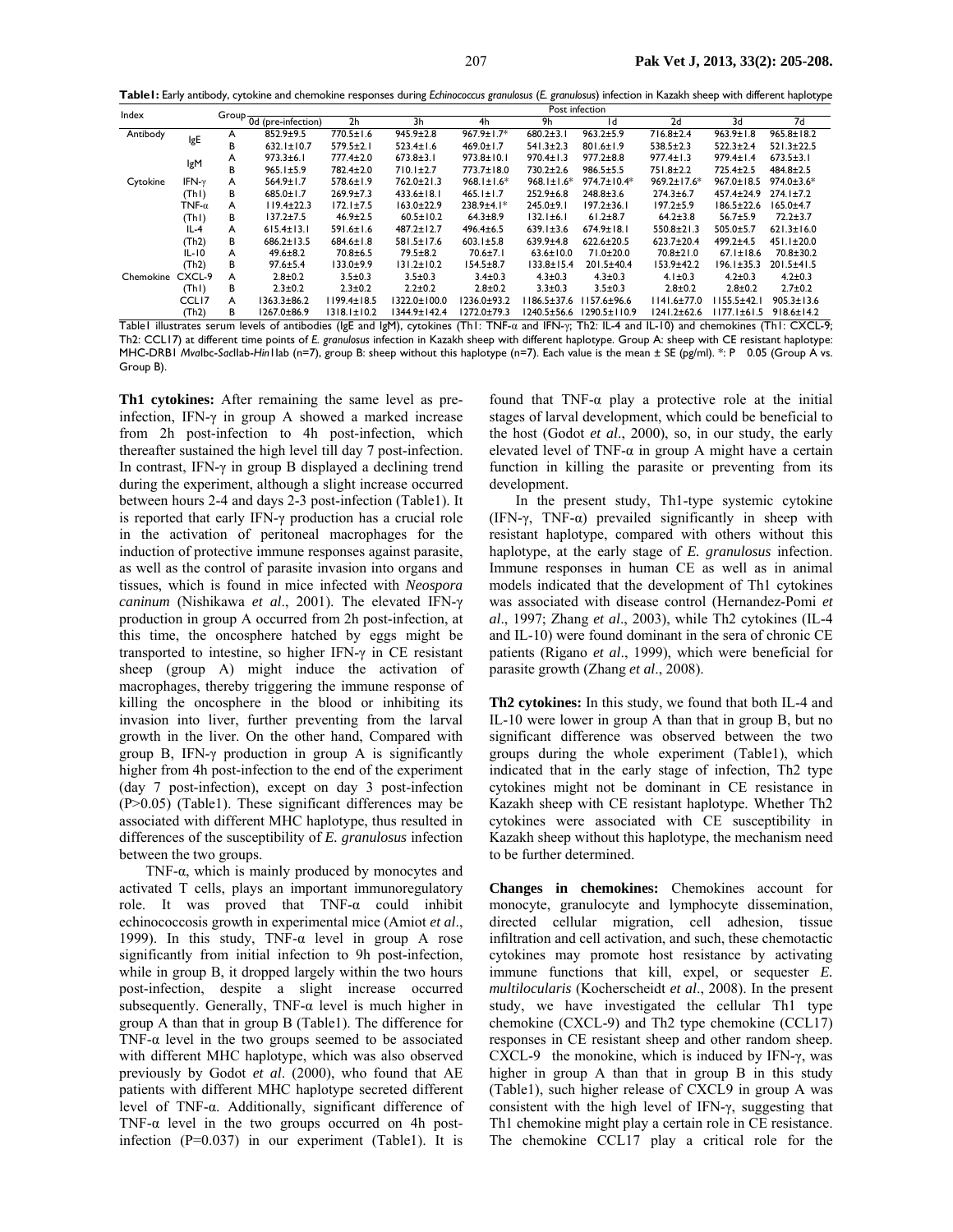**Table1:** Early antibody, cytokine and chemokine responses during *Echinococcus granulosus* (*E. granulosus*) infection in Kazakh sheep with different haplotype

| Index | | Group | Post infection | | | | | | | | |
|---|---|---|---|---|---|---|---|---|---|---|---|
| | | | 0d (pre-infection) | 2h | 3h | 4h | 9h | 1d | 2d | 3d | 7d |
| Antibody | IgE | A | 852.9±9.5 | 770.5±1.6 | 945.9±2.8 | 967.9±1.7* | 680.2±3.1 | 963.2±5.9 | 716.8±2.4 | 963.9±1.8 | 965.8±18.2 |
| | | B | 632.1±10.7 | 579.5±2.1 | 523.4±1.6 | 469.0±1.7 | 541.3±2.3 | 801.6±1.9 | 538.5±2.3 | 522.3±2.4 | 521.3±22.5 |
| | IgM | A | 973.3±6.1 | 777.4±2.0 | 673.8±3.1 | 973.8±10.1 | 970.4±1.3 | 977.2±8.8 | 977.4±1.3 | 979.4±1.4 | 673.5±3.1 |
| | | B | 965.1±5.9 | 782.4±2.0 | 710.1±2.7 | 773.7±18.0 | 730.2±2.6 | 986.5±5.5 | 751.8±2.2 | 725.4±2.5 | 484.8±2.5 |
| Cytokine | IFN-γ (Th1) | A | 564.9±1.7 | 578.6±1.9 | 762.0±21.3 | 968.1±1.6* | 968.1±1.6* | 974.7±10.4* | 969.2±17.6* | 967.0±18.5 | 974.0±3.6* |
| | | B | 685.0±1.7 | 269.9±7.3 | 433.6±18.1 | 465.1±1.7 | 252.9±6.8 | 248.8±3.6 | 274.3±6.7 | 457.4±24.9 | 274.1±7.2 |
| | TNF-α (Th1) | A | 119.4±22.3 | 172.1±7.5 | 163.0±22.9 | 238.9±4.1* | 245.0±9.1 | 197.2±36.1 | 197.2±5.9 | 186.5±22.6 | 165.0±4.7 |
| | | B | 137.2±7.5 | 46.9±2.5 | 60.5±10.2 | 64.3±8.9 | 132.1±6.1 | 61.2±8.7 | 64.2±3.8 | 56.7±5.9 | 72.2±3.7 |
| | IL-4 (Th2) | A | 615.4±13.1 | 591.6±1.6 | 487.2±12.7 | 496.4±6.5 | 639.1±3.6 | 674.9±18.1 | 550.8±21.3 | 505.0±5.7 | 621.3±16.0 |
| | | B | 686.2±13.5 | 684.6±1.8 | 581.5±17.6 | 603.1±5.8 | 639.9±4.8 | 622.6±20.5 | 623.7±20.4 | 499.2±4.5 | 451.1±20.0 |
| | IL-10 (Th2) | A | 49.6±8.2 | 70.8±6.5 | 79.5±8.2 | 70.6±7.1 | 63.6±10.0 | 71.0±20.0 | 70.8±21.0 | 67.1±18.6 | 70.8±30.2 |
| | | B | 97.6±5.4 | 133.0±9.9 | 131.2±10.2 | 154.5±8.7 | 133.8±15.4 | 201.5±40.4 | 153.9±42.2 | 196.1±35.3 | 201.5±41.5 |
| Chemokine | CXCL-9 (Th1) | A | 2.8±0.2 | 3.5±0.3 | 3.5±0.3 | 3.4±0.3 | 4.3±0.3 | 4.3±0.3 | 4.1±0.3 | 4.2±0.3 | 4.2±0.3 |
| | | B | 2.3±0.2 | 2.3±0.2 | 2.2±0.2 | 2.8±0.2 | 3.3±0.3 | 3.5±0.3 | 2.8±0.2 | 2.8±0.2 | 2.7±0.2 |
| | CCL17 (Th2) | A | 1363.3±86.2 | 1199.4±18.5 | 1322.0±100.0 | 1236.0±93.2 | 1186.5±37.6 | 1157.6±96.6 | 1141.6±77.0 | 1155.5±42.1 | 905.3±13.6 |
| | | B | 1267.0±86.9 | 1318.1±10.2 | 1344.9±142.4 | 1272.0±79.3 | 1240.5±56.6 | 1290.5±110.9 | 1241.2±62.6 | 1177.1±61.5 | 918.6±14.2 |

Table1 illustrates serum levels of antibodies (IgE and IgM), cytokines (Th1: TNF-α and IFN-γ; Th2: IL-4 and IL-10) and chemokines (Th1: CXCL-9; Th2: CCL17) at different time points of *E. granulosus* infection in Kazakh sheep with different haplotype. Group A: sheep with CE resistant haplotype: MHC-DRB1 *Mva*Ibc-*Sac*IIab-*Hin*1Iab (n=7), group B: sheep without this haplotype (n=7). Each value is the mean ± SE (pg/ml). *: P 0.05 (Group A vs. Group B).

**Th1 cytokines:** After remaining the same level as pre-infection, IFN-γ in group A showed a marked increase from 2h post-infection to 4h post-infection, which thereafter sustained the high level till day 7 post-infection. In contrast, IFN-γ in group B displayed a declining trend during the experiment, although a slight increase occurred between hours 2-4 and days 2-3 post-infection (Table1). It is reported that early IFN-γ production has a crucial role in the activation of peritoneal macrophages for the induction of protective immune responses against parasite, as well as the control of parasite invasion into organs and tissues, which is found in mice infected with *Neospora caninum* (Nishikawa *et al*., 2001). The elevated IFN-γ production in group A occurred from 2h post-infection, at this time, the oncosphere hatched by eggs might be transported to intestine, so higher IFN-γ in CE resistant sheep (group A) might induce the activation of macrophages, thereby triggering the immune response of killing the oncosphere in the blood or inhibiting its invasion into liver, further preventing from the larval growth in the liver. On the other hand, Compared with group B, IFN-γ production in group A is significantly higher from 4h post-infection to the end of the experiment (day 7 post-infection), except on day 3 post-infection ($P>0.05$) (Table1). These significant differences may be associated with different MHC haplotype, thus resulted in differences of the susceptibility of *E. granulosus* infection between the two groups.

TNF-α, which is mainly produced by monocytes and activated T cells, plays an important immunoregulatory role. It was proved that TNF-α could inhibit echinococcosis growth in experimental mice (Amiot *et al*., 1999). In this study, TNF-α level in group A rose significantly from initial infection to 9h post-infection, while in group B, it dropped largely within the two hours post-infection, despite a slight increase occurred subsequently. Generally, TNF-α level is much higher in group A than that in group B (Table1). The difference for TNF-α level in the two groups seemed to be associated with different MHC haplotype, which was also observed previously by Godot *et al*. (2000), who found that AE patients with different MHC haplotype secreted different level of TNF-α. Additionally, significant difference of TNF-α level in the two groups occurred on 4h post-infection ($P=0.037$) in our experiment (Table1). It is found that TNF-α play a protective role at the initial stages of larval development, which could be beneficial to the host (Godot *et al*., 2000), so, in our study, the early elevated level of TNF-α in group A might have a certain function in killing the parasite or preventing from its development.

In the present study, Th1-type systemic cytokine (IFN-γ, TNF-α) prevailed significantly in sheep with resistant haplotype, compared with others without this haplotype, at the early stage of *E. granulosus* infection. Immune responses in human CE as well as in animal models indicated that the development of Th1 cytokines was associated with disease control (Hernandez-Pomi *et al*., 1997; Zhang *et al*., 2003), while Th2 cytokines (IL-4 and IL-10) were found dominant in the sera of chronic CE patients (Rigano *et al*., 1999), which were beneficial for parasite growth (Zhang *et al*., 2008).

**Th2 cytokines:** In this study, we found that both IL-4 and IL-10 were lower in group A than that in group B, but no significant difference was observed between the two groups during the whole experiment (Table1), which indicated that in the early stage of infection, Th2 type cytokines might not be dominant in CE resistance in Kazakh sheep with CE resistant haplotype. Whether Th2 cytokines were associated with CE susceptibility in Kazakh sheep without this haplotype, the mechanism need to be further determined.

**Changes in chemokines:** Chemokines account for monocyte, granulocyte and lymphocyte dissemination, directed cellular migration, cell adhesion, tissue infiltration and cell activation, and such, these chemotactic cytokines may promote host resistance by activating immune functions that kill, expel, or sequester *E. multilocularis* (Kocherscheidt *et al*., 2008). In the present study, we have investigated the cellular Th1 type chemokine (CXCL-9) and Th2 type chemokine (CCL17) responses in CE resistant sheep and other random sheep. CXCL-9 the monokine, which is induced by IFN-γ, was higher in group A than that in group B in this study (Table1), such higher release of CXCL9 in group A was consistent with the high level of IFN-γ, suggesting that Th1 chemokine might play a certain role in CE resistance. The chemokine CCL17 play a critical role for the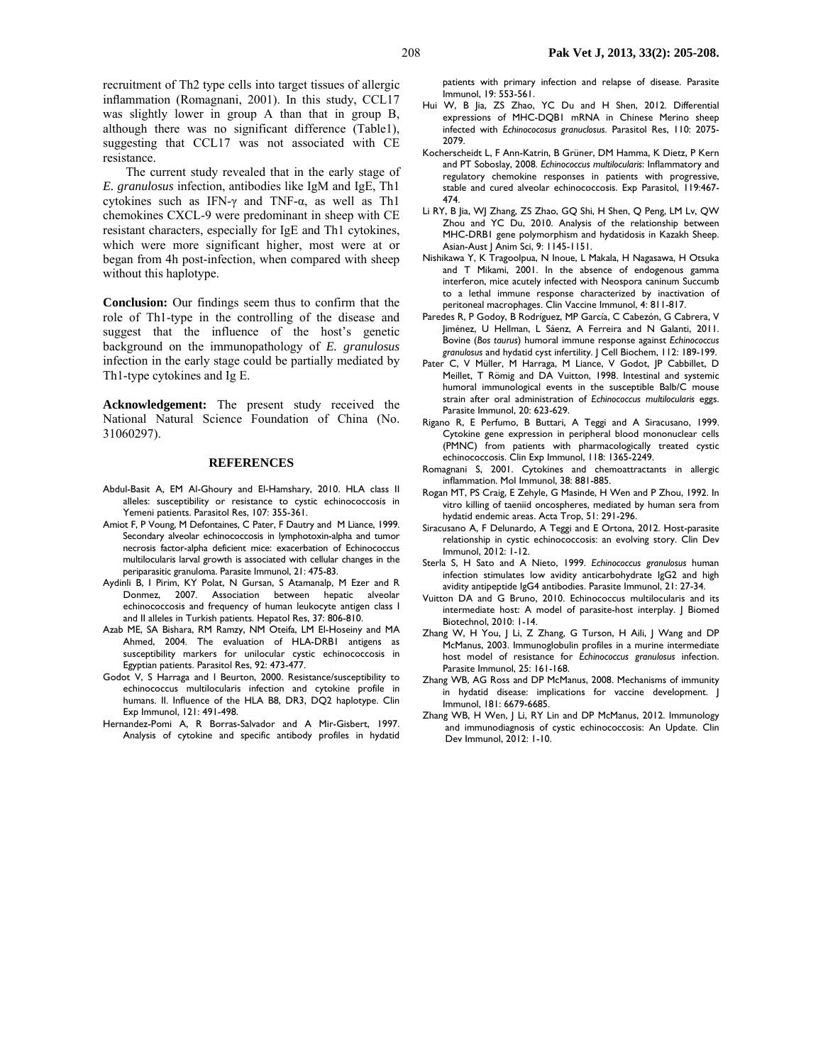recruitment of Th2 type cells into target tissues of allergic inflammation (Romagnani, 2001). In this study, CCL17 was slightly lower in group A than that in group B, although there was no significant difference (Table1), suggesting that CCL17 was not associated with CE resistance.

The current study revealed that in the early stage of *E. granulosus* infection, antibodies like IgM and IgE, Th1 cytokines such as IFN-$\gamma$ and TNF-$\alpha$, as well as Th1 chemokines CXCL-9 were predominant in sheep with CE resistant characters, especially for IgE and Th1 cytokines, which were more significant higher, most were at or began from 4h post-infection, when compared with sheep without this haplotype.

**Conclusion:** Our findings seem thus to confirm that the role of Th1-type in the controlling of the disease and suggest that the influence of the host's genetic background on the immunopathology of *E. granulosus* infection in the early stage could be partially mediated by Th1-type cytokines and Ig E.

**Acknowledgement:** The present study received the National Natural Science Foundation of China (No. 31060297).

## REFERENCES

Abdul-Basit A, EM Al-Ghoury and El-Hamshary, 2010. HLA class II alleles: susceptibility or resistance to cystic echinococcosis in Yemeni patients. Parasitol Res, 107: 355-361.

Amiot F, P Voung, M Defontaines, C Pater, F Dautry and M Liance, 1999. Secondary alveolar echinococcosis in lymphotoxin-alpha and tumor necrosis factor-alpha deficient mice: exacerbation of Echinococcus multilocularis larval growth is associated with cellular changes in the periparasitic granuloma. Parasite Immunol, 21: 475-83.

Aydinli B, I Pirim, KY Polat, N Gursan, S Atamanalp, M Ezer and R Donmez, 2007. Association between hepatic alveolar echinococcosis and frequency of human leukocyte antigen class I and II alleles in Turkish patients. Hepatol Res, 37: 806-810.

Azab ME, SA Bishara, RM Ramzy, NM Oteifa, LM El-Hoseiny and MA Ahmed, 2004. The evaluation of HLA-DRB1 antigens as susceptibility markers for unilocular cystic echinococcosis in Egyptian patients. Parasitol Res, 92: 473-477.

Godot V, S Harraga and I Beurton, 2000. Resistance/susceptibility to echinococcus multilocularis infection and cytokine profile in humans. II. Influence of the HLA B8, DR3, DQ2 haplotype. Clin Exp Immunol, 121: 491-498.

Hernandez-Pomi A, R Borras-Salvador and A Mir-Gisbert, 1997. Analysis of cytokine and specific antibody profiles in hydatid patients with primary infection and relapse of disease. Parasite Immunol, 19: 553-561.

Hui W, B Jia, ZS Zhao, YC Du and H Shen, 2012. Differential expressions of MHC-DQB1 mRNA in Chinese Merino sheep infected with *Echinococosus granuclosus*. Parasitol Res, 110: 2075-2079.

Kocherscheidt L, F Ann-Katrin, B Grüner, DM Hamma, K Dietz, P Kern and PT Soboslay, 2008. *Echinococcus multilocularis*: Inflammatory and regulatory chemokine responses in patients with progressive, stable and cured alveolar echinococcosis. Exp Parasitol, 119:467-474.

Li RY, B Jia, WJ Zhang, ZS Zhao, GQ Shi, H Shen, Q Peng, LM Lv, QW Zhou and YC Du, 2010. Analysis of the relationship between MHC-DRB1 gene polymorphism and hydatidosis in Kazakh Sheep. Asian-Aust J Anim Sci, 9: 1145-1151.

Nishikawa Y, K Tragoolpua, N Inoue, L Makala, H Nagasawa, H Otsuka and T Mikami, 2001. In the absence of endogenous gamma interferon, mice acutely infected with Neospora caninum Succumb to a lethal immune response characterized by inactivation of peritoneal macrophages. Clin Vaccine Immunol, 4: 811-817.

Paredes R, P Godoy, B Rodríguez, MP García, C Cabezón, G Cabrera, V Jiménez, U Hellman, L Sáenz, A Ferreira and N Galanti, 2011. Bovine (*Bos taurus*) humoral immune response against *Echinococcus granulosus* and hydatid cyst infertility. J Cell Biochem, 112: 189-199.

Pater C, V Müller, M Harraga, M Liance, V Godot, JP Cabbillet, D Meillet, T Römig and DA Vuitton, 1998. Intestinal and systemic humoral immunological events in the susceptible Balb/C mouse strain after oral administration of *Echinococcus multilocularis* eggs. Parasite Immunol, 20: 623-629.

Rigano R, E Perfumo, B Buttari, A Teggi and A Siracusano, 1999. Cytokine gene expression in peripheral blood mononuclear cells (PMNC) from patients with pharmacologically treated cystic echinococcosis. Clin Exp Immunol, 118: 1365-2249.

Romagnani S, 2001. Cytokines and chemoattractants in allergic inflammation. Mol Immunol, 38: 881-885.

Rogan MT, PS Craig, E Zehyle, G Masinde, H Wen and P Zhou, 1992. In vitro killing of taeniid oncospheres, mediated by human sera from hydatid endemic areas. Acta Trop, 51: 291-296.

Siracusano A, F Delunardo, A Teggi and E Ortona, 2012. Host-parasite relationship in cystic echinococcosis: an evolving story. Clin Dev Immunol, 2012: 1-12.

Sterla S, H Sato and A Nieto, 1999. *Echinococcus granulosus* human infection stimulates low avidity anticarbohydrate IgG2 and high avidity antipeptide IgG4 antibodies. Parasite Immunol, 21: 27-34.

Vuitton DA and G Bruno, 2010. Echinococcus multilocularis and its intermediate host: A model of parasite-host interplay. J Biomed Biotechnol, 2010: 1-14.

Zhang W, H You, J Li, Z Zhang, G Turson, H Aili, J Wang and DP McManus, 2003. Immunoglobulin profiles in a murine intermediate host model of resistance for *Echinococcus granulosus* infection. Parasite Immunol, 25: 161-168.

Zhang WB, AG Ross and DP McManus, 2008. Mechanisms of immunity in hydatid disease: implications for vaccine development. J Immunol, 181: 6679-6685.

Zhang WB, H Wen, J Li, RY Lin and DP McManus, 2012. Immunology and immunodiagnosis of cystic echinococcosis: An Update. Clin Dev Immunol, 2012: 1-10.